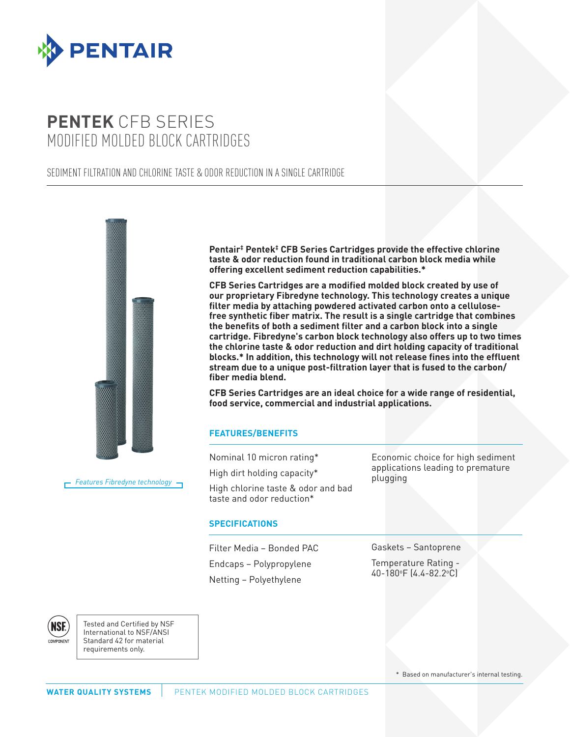# **PENTEK** CFB SERIES
# MODIFIED MOLDED BLOCK CARTRIDGES

## SEDIMENT FILTRATION AND CHLORINE TASTE & ODOR REDUCTION IN A SINGLE CARTRIDGE

*Features Fibredyne technology*

**Pentair‡ Pentek‡ CFB Series Cartridges provide the effective chlorine taste & odor reduction found in traditional carbon block media while offering excellent sediment reduction capabilities.***

**CFB Series Cartridges are a modified molded block created by use of our proprietary Fibredyne technology. This technology creates a unique filter media by attaching powdered activated carbon onto a cellulose-free synthetic fiber matrix. The result is a single cartridge that combines the benefits of both a sediment filter and a carbon block into a single cartridge. Fibredyne's carbon block technology also offers up to two times the chlorine taste & odor reduction and dirt holding capacity of traditional blocks.* In addition, this technology will not release fines into the effluent stream due to a unique post-filtration layer that is fused to the carbon/fiber media blend.**

**CFB Series Cartridges are an ideal choice for a wide range of residential, food service, commercial and industrial applications.**

### FEATURES/BENEFITS

- Nominal 10 micron rating*
- High dirt holding capacity*
- High chlorine taste & odor and bad taste and odor reduction*
- Economic choice for high sediment applications leading to premature plugging

### SPECIFICATIONS

- Filter Media – Bonded PAC
- Endcaps – Polypropylene
- Netting – Polyethylene
- Gaskets – Santoprene
- Temperature Rating - 40-180°F (4.4-82.2°C)

NSF COMPONENT

Tested and Certified by NSF International to NSF/ANSI Standard 42 for material requirements only.

\* Based on manufacturer's internal testing.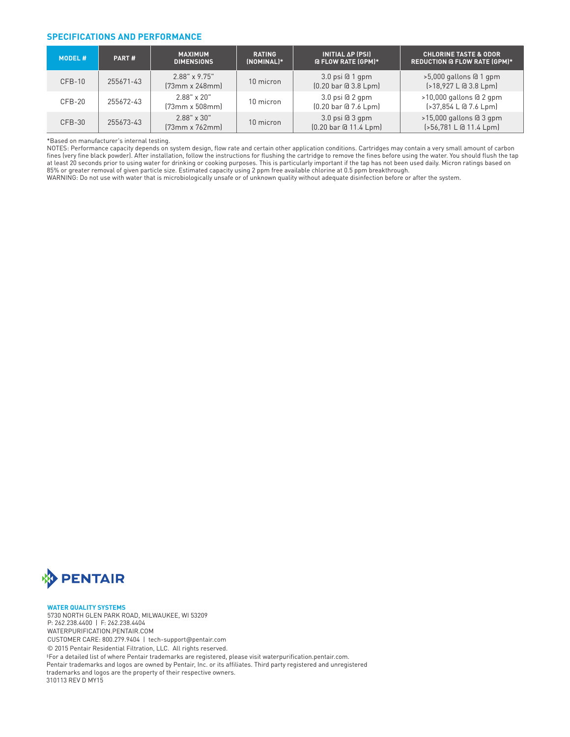## SPECIFICATIONS AND PERFORMANCE

| MODEL # | PART # | MAXIMUM DIMENSIONS | RATING (NOMINAL)* | INITIAL ΔP (PSI) @ FLOW RATE (GPM)* | CHLORINE TASTE & ODOR REDUCTION @ FLOW RATE (GPM)* |
|---|---|---|---|---|---|
| CFB-10 | 255671-43 | 2.88" x 9.75" (73mm x 248mm) | 10 micron | 3.0 psi @ 1 gpm (0.20 bar @ 3.8 Lpm) | >5,000 gallons @ 1 gpm (>18,927 L @ 3.8 Lpm) |
| CFB-20 | 255672-43 | 2.88" x 20" (73mm x 508mm) | 10 micron | 3.0 psi @ 2 gpm (0.20 bar @ 7.6 Lpm) | >10,000 gallons @ 2 gpm (>37,854 L @ 7.6 Lpm) |
| CFB-30 | 255673-43 | 2.88" x 30" (73mm x 762mm) | 10 micron | 3.0 psi @ 3 gpm (0.20 bar @ 11.4 Lpm) | >15,000 gallons @ 3 gpm (>56,781 L @ 11.4 Lpm) |

*Based on manufacturer's internal testing.

NOTES: Performance capacity depends on system design, flow rate and certain other application conditions. Cartridges may contain a very small amount of carbon fines (very fine black powder). After installation, follow the instructions for flushing the cartridge to remove the fines before using the water. You should flush the tap at least 20 seconds prior to using water for drinking or cooking purposes. This is particularly important if the tap has not been used daily. Micron ratings based on 85% or greater removal of given particle size. Estimated capacity using 2 ppm free available chlorine at 0.5 ppm breakthrough.

WARNING: Do not use with water that is microbiologically unsafe or of unknown quality without adequate disinfection before or after the system.

PENTAIR

**WATER QUALITY SYSTEMS**
5730 NORTH GLEN PARK ROAD, MILWAUKEE, WI 53209
P: 262.238.4400 | F: 262.238.4404
WATERPURIFICATION.PENTAIR.COM
CUSTOMER CARE: 800.279.9404 | tech-support@pentair.com
© 2015 Pentair Residential Filtration, LLC. All rights reserved.
‡For a detailed list of where Pentair trademarks are registered, please visit waterpurification.pentair.com.
Pentair trademarks and logos are owned by Pentair, Inc. or its affiliates. Third party registered and unregistered trademarks and logos are the property of their respective owners.
310113 REV D MY15